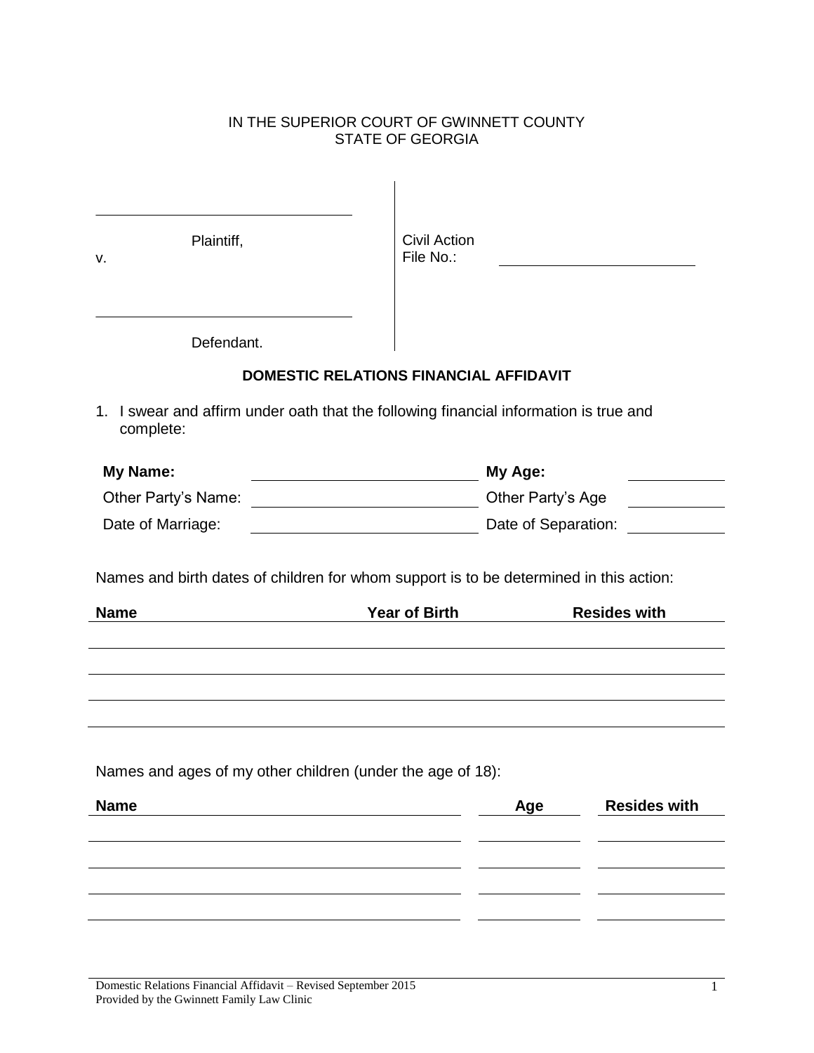IN THE SUPERIOR COURT OF GWINNETT COUNTY
STATE OF GEORGIA

| | |
|---|---|
| \_\_\_\_\_\_\_\_\_\_\_\_\_\_\_\_\_\_\_\_\_\_\_\_\_\_\_\_\_\_\_\_ Plaintiff, | Civil Action File No.: \_\_\_\_\_\_\_\_\_\_\_\_\_\_\_\_\_\_\_\_ |
| v. | |
| \_\_\_\_\_\_\_\_\_\_\_\_\_\_\_\_\_\_\_\_\_\_\_\_\_\_\_\_\_\_\_\_ Defendant. | |

**DOMESTIC RELATIONS FINANCIAL AFFIDAVIT**

1. I swear and affirm under oath that the following financial information is true and complete:

| | | | |
|---|---|---|---|
| **My Name:** | | **My Age:** | |
| Other Party's Name: | | Other Party's Age | |
| Date of Marriage: | | Date of Separation: | |

Names and birth dates of children for whom support is to be determined in this action:

| Name | Year of Birth | Resides with |
|---|---|---|
| | | |
| | | |
| | | |
| | | |

Names and ages of my other children (under the age of 18):

| Name | Age | Resides with |
|---|---|---|
| | | |
| | | |
| | | |
| | | |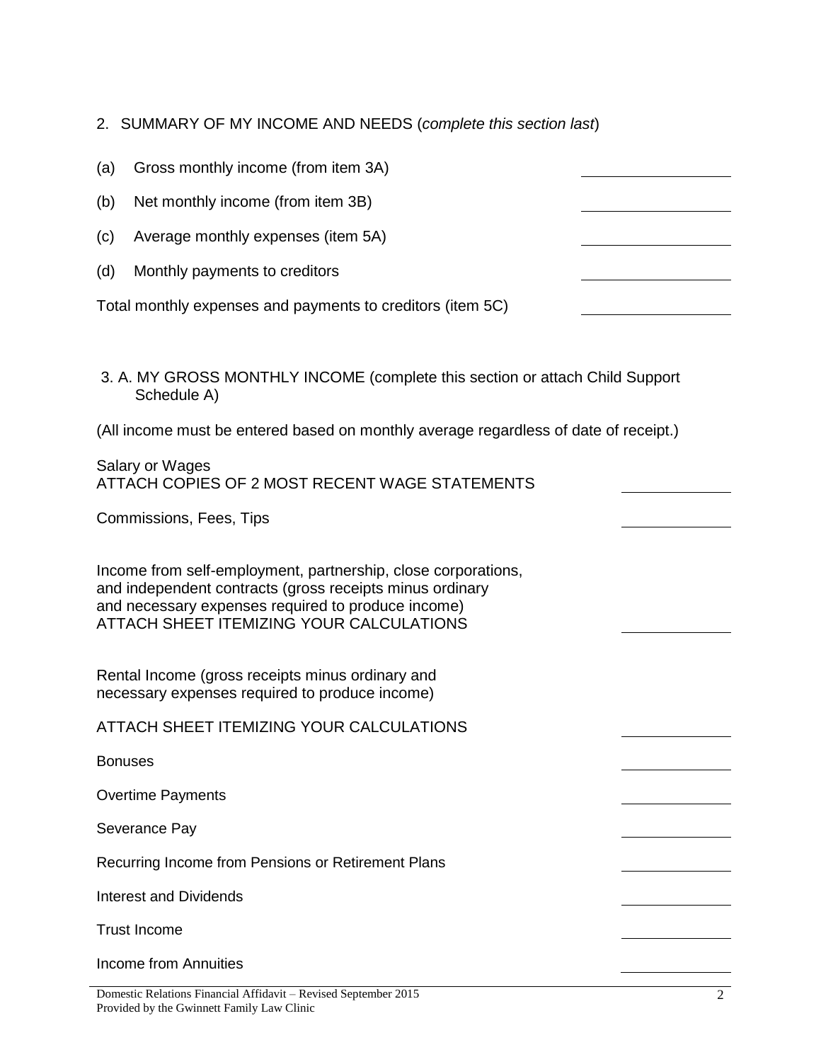## 2. SUMMARY OF MY INCOME AND NEEDS (*complete this section last*)

(a) Gross monthly income (from item 3A) \_\_\_\_\_\_\_\_\_\_\_\_\_\_\_\_\_\_

(b) Net monthly income (from item 3B) \_\_\_\_\_\_\_\_\_\_\_\_\_\_\_\_\_\_

(c) Average monthly expenses (item 5A) \_\_\_\_\_\_\_\_\_\_\_\_\_\_\_\_\_\_

(d) Monthly payments to creditors \_\_\_\_\_\_\_\_\_\_\_\_\_\_\_\_\_\_

Total monthly expenses and payments to creditors (item 5C) \_\_\_\_\_\_\_\_\_\_\_\_\_\_\_\_\_\_

## 3. A. MY GROSS MONTHLY INCOME (complete this section or attach Child Support Schedule A)

(All income must be entered based on monthly average regardless of date of receipt.)

Salary or Wages
ATTACH COPIES OF 2 MOST RECENT WAGE STATEMENTS \_\_\_\_\_\_\_\_\_\_\_\_\_\_

Commissions, Fees, Tips \_\_\_\_\_\_\_\_\_\_\_\_\_\_

Income from self-employment, partnership, close corporations, and independent contracts (gross receipts minus ordinary and necessary expenses required to produce income)
ATTACH SHEET ITEMIZING YOUR CALCULATIONS \_\_\_\_\_\_\_\_\_\_\_\_\_\_

Rental Income (gross receipts minus ordinary and necessary expenses required to produce income)

ATTACH SHEET ITEMIZING YOUR CALCULATIONS \_\_\_\_\_\_\_\_\_\_\_\_\_\_

Bonuses \_\_\_\_\_\_\_\_\_\_\_\_\_\_

Overtime Payments \_\_\_\_\_\_\_\_\_\_\_\_\_\_

Severance Pay \_\_\_\_\_\_\_\_\_\_\_\_\_\_

Recurring Income from Pensions or Retirement Plans \_\_\_\_\_\_\_\_\_\_\_\_\_\_

Interest and Dividends \_\_\_\_\_\_\_\_\_\_\_\_\_\_

Trust Income \_\_\_\_\_\_\_\_\_\_\_\_\_\_

Income from Annuities \_\_\_\_\_\_\_\_\_\_\_\_\_\_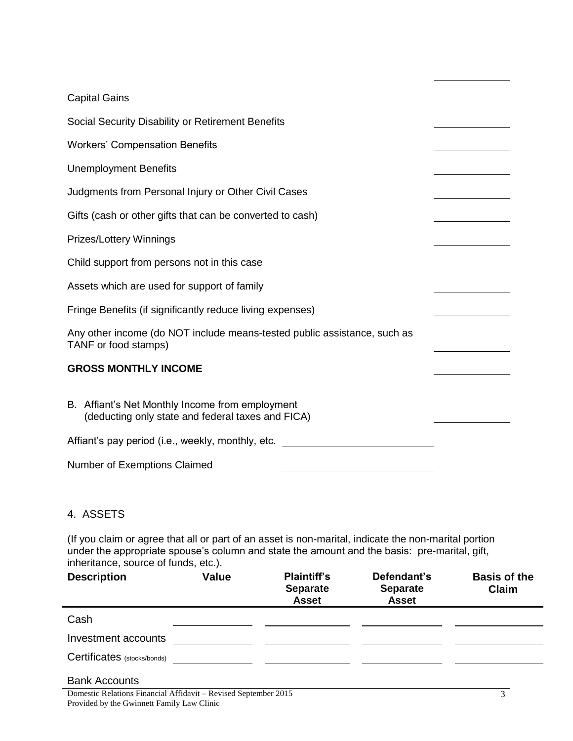| | |
|---|---|
| | |
| Capital Gains | |
| Social Security Disability or Retirement Benefits | |
| Workers' Compensation Benefits | |
| Unemployment Benefits | |
| Judgments from Personal Injury or Other Civil Cases | |
| Gifts (cash or other gifts that can be converted to cash) | |
| Prizes/Lottery Winnings | |
| Child support from persons not in this case | |
| Assets which are used for support of family | |
| Fringe Benefits (if significantly reduce living expenses) | |
| Any other income (do NOT include means-tested public assistance, such as TANF or food stamps) | |
| **GROSS MONTHLY INCOME** | |

B. Affiant's Net Monthly Income from employment (deducting only state and federal taxes and FICA) ______________

Affiant's pay period (i.e., weekly, monthly, etc. ______________________

Number of Exemptions Claimed ______________________

## 4. ASSETS

(If you claim or agree that all or part of an asset is non-marital, indicate the non-marital portion under the appropriate spouse's column and state the amount and the basis: pre-marital, gift, inheritance, source of funds, etc.).

| Description | Value | Plaintiff's Separate Asset | Defendant's Separate Asset | Basis of the Claim |
|---|---|---|---|---|
| Cash | | | | |
| Investment accounts | | | | |
| Certificates (stocks/bonds) | | | | |

Bank Accounts

Domestic Relations Financial Affidavit – Revised September 2015
Provided by the Gwinnett Family Law Clinic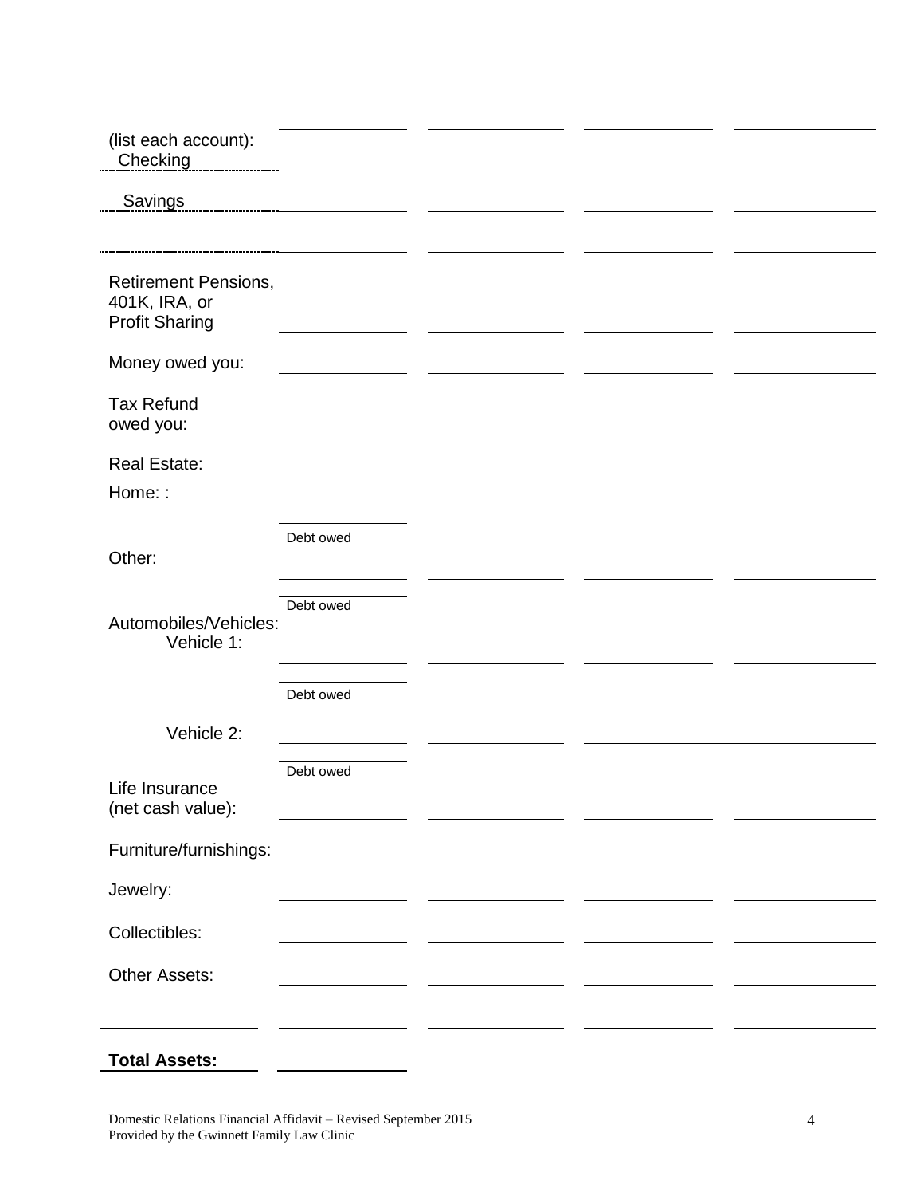| | | | | |
|---|---|---|---|---|
| (list each account): Checking | | | | |
| Savings | | | | |
| | | | | |
| Retirement Pensions, 401K, IRA, or Profit Sharing | | | | |
| Money owed you: | | | | |
| Tax Refund owed you: | | | | |
| Real Estate: | | | | |
| Home: : | | | | |
| | Debt owed | | | |
| Other: | | | | |
| | Debt owed | | | |
| Automobiles/Vehicles: Vehicle 1: | | | | |
| | Debt owed | | | |
| Vehicle 2: | | | | |
| | Debt owed | | | |
| Life Insurance (net cash value): | | | | |
| Furniture/furnishings: | | | | |
| Jewelry: | | | | |
| Collectibles: | | | | |
| Other Assets: | | | | |
| | | | | |
| **Total Assets:** | | | | |

Domestic Relations Financial Affidavit – Revised September 2015
Provided by the Gwinnett Family Law Clinic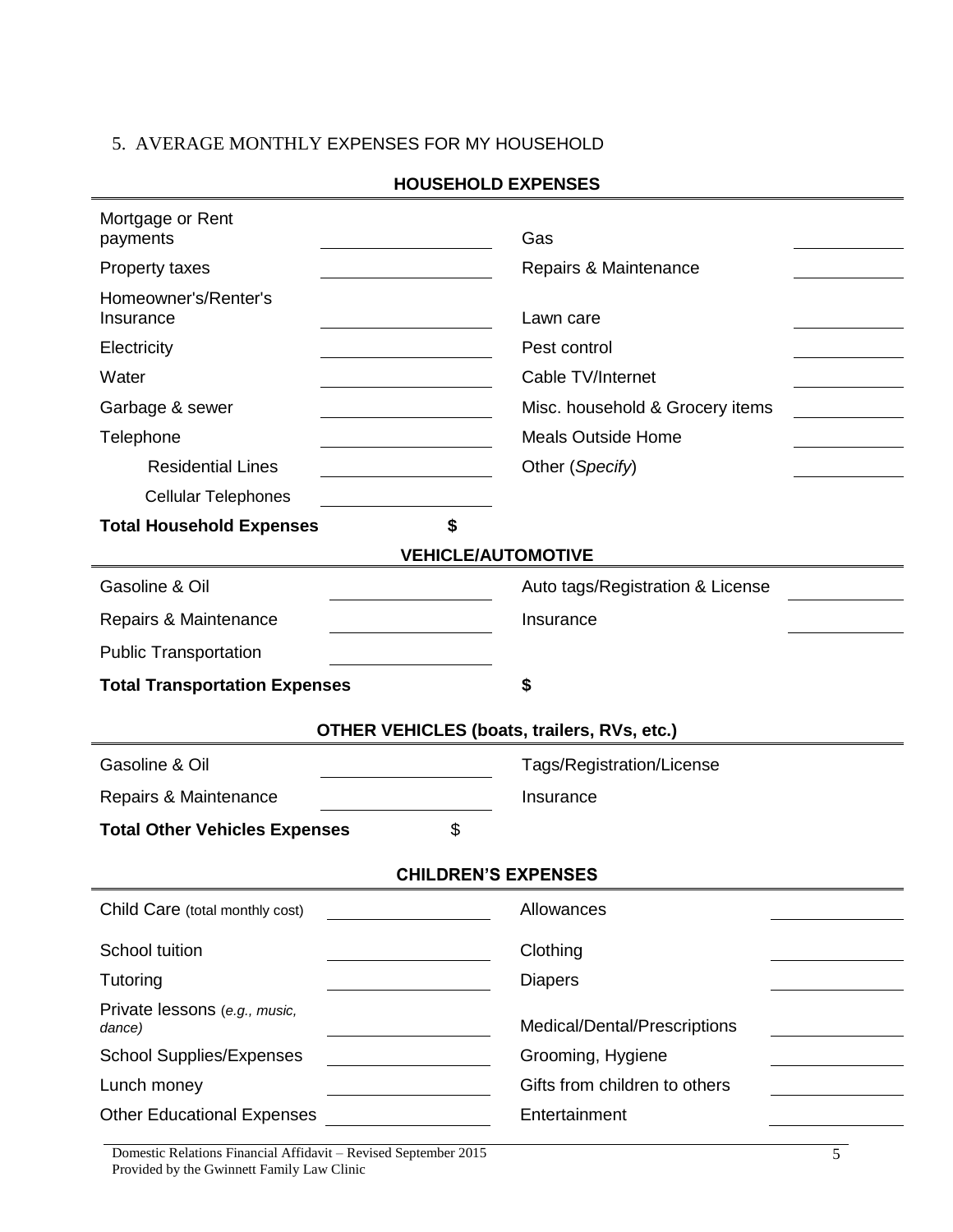5. AVERAGE MONTHLY EXPENSES FOR MY HOUSEHOLD

### HOUSEHOLD EXPENSES

| | | | |
|---|---|---|---|
| Mortgage or Rent payments | | Gas | |
| Property taxes | | Repairs & Maintenance | |
| Homeowner's/Renter's Insurance | | Lawn care | |
| Electricity | | Pest control | |
| Water | | Cable TV/Internet | |
| Garbage & sewer | | Misc. household & Grocery items | |
| Telephone | | Meals Outside Home | |
| Residential Lines | | Other (*Specify*) | |
| Cellular Telephones | | | |
| **Total Household Expenses** | **$** | | |

### VEHICLE/AUTOMOTIVE

| | | | |
|---|---|---|---|
| Gasoline & Oil | | Auto tags/Registration & License | |
| Repairs & Maintenance | | Insurance | |
| Public Transportation | | | |
| **Total Transportation Expenses** | | **$** | |

### OTHER VEHICLES (boats, trailers, RVs, etc.)

| | | | |
|---|---|---|---|
| Gasoline & Oil | | Tags/Registration/License | |
| Repairs & Maintenance | | Insurance | |
| **Total Other Vehicles Expenses** | $ | | |

### CHILDREN'S EXPENSES

| | | | |
|---|---|---|---|
| Child Care (total monthly cost) | | Allowances | |
| School tuition | | Clothing | |
| Tutoring | | Diapers | |
| Private lessons (*e.g., music, dance)* | | Medical/Dental/Prescriptions | |
| School Supplies/Expenses | | Grooming, Hygiene | |
| Lunch money | | Gifts from children to others | |
| Other Educational Expenses | | Entertainment | |

Domestic Relations Financial Affidavit – Revised September 2015
Provided by the Gwinnett Family Law Clinic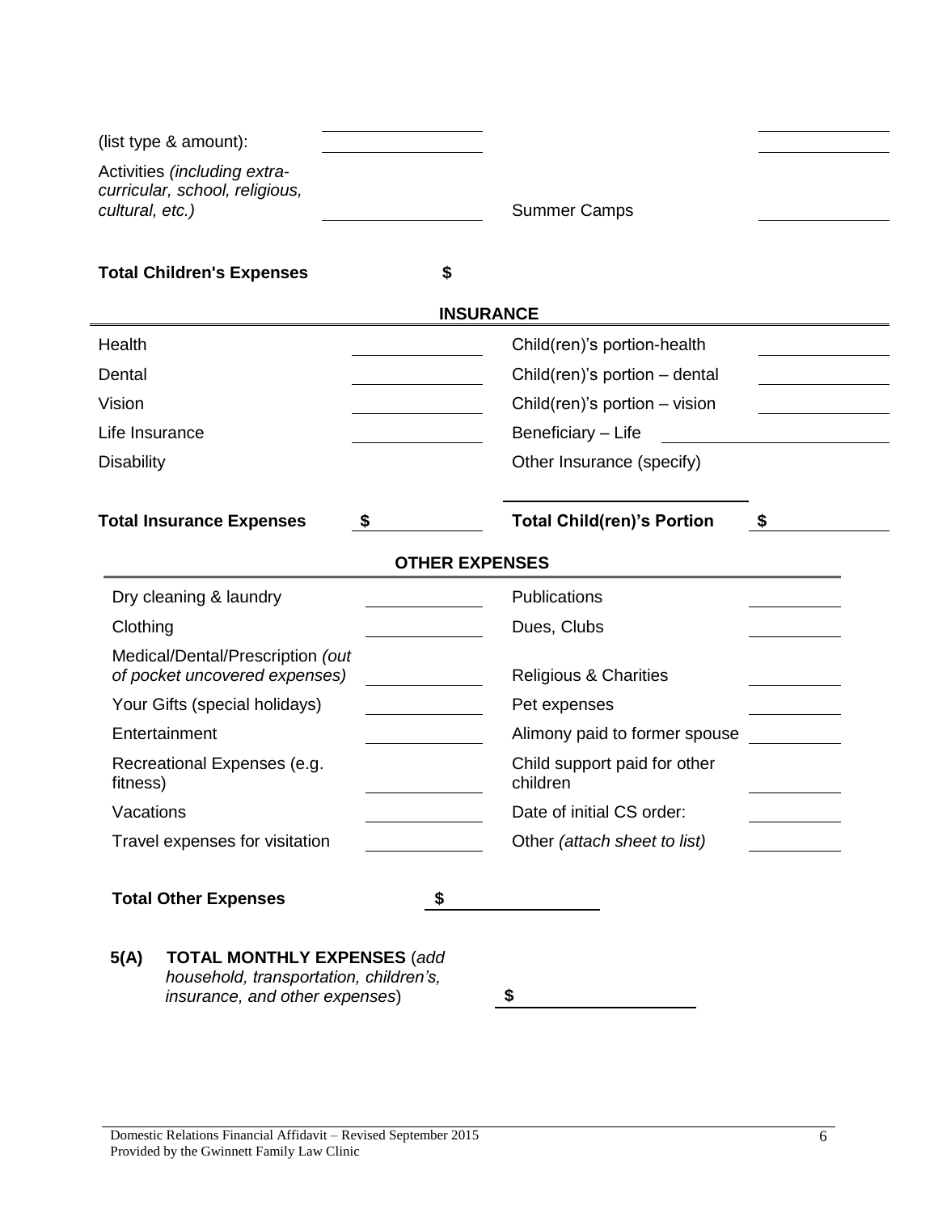| | | | |
|---|---|---|---|
| (list type & amount): | | | |
| Activities *(including extra-curricular, school, religious, cultural, etc.)* | | Summer Camps | |

**Total Children's Expenses** $

## INSURANCE

| | | | |
|---|---|---|---|
| Health | | Child(ren)'s portion-health | |
| Dental | | Child(ren)'s portion – dental | |
| Vision | | Child(ren)'s portion – vision | |
| Life Insurance | | Beneficiary – Life | |
| Disability | | Other Insurance (specify) | |
| **Total Insurance Expenses** | **$** | **Total Child(ren)'s Portion** | **$** |

## OTHER EXPENSES

| | | | |
|---|---|---|---|
| Dry cleaning & laundry | | Publications | |
| Clothing | | Dues, Clubs | |
| Medical/Dental/Prescription *(out of pocket uncovered expenses)* | | Religious & Charities | |
| Your Gifts (special holidays) | | Pet expenses | |
| Entertainment | | Alimony paid to former spouse | |
| Recreational Expenses (e.g. fitness) | | Child support paid for other children | |
| Vacations | | Date of initial CS order: | |
| Travel expenses for visitation | | Other *(attach sheet to list)* | |

**Total Other Expenses** **$**

**5(A) TOTAL MONTHLY EXPENSES** (*add household, transportation, children's, insurance, and other expenses*) **$**

Domestic Relations Financial Affidavit – Revised September 2015
Provided by the Gwinnett Family Law Clinic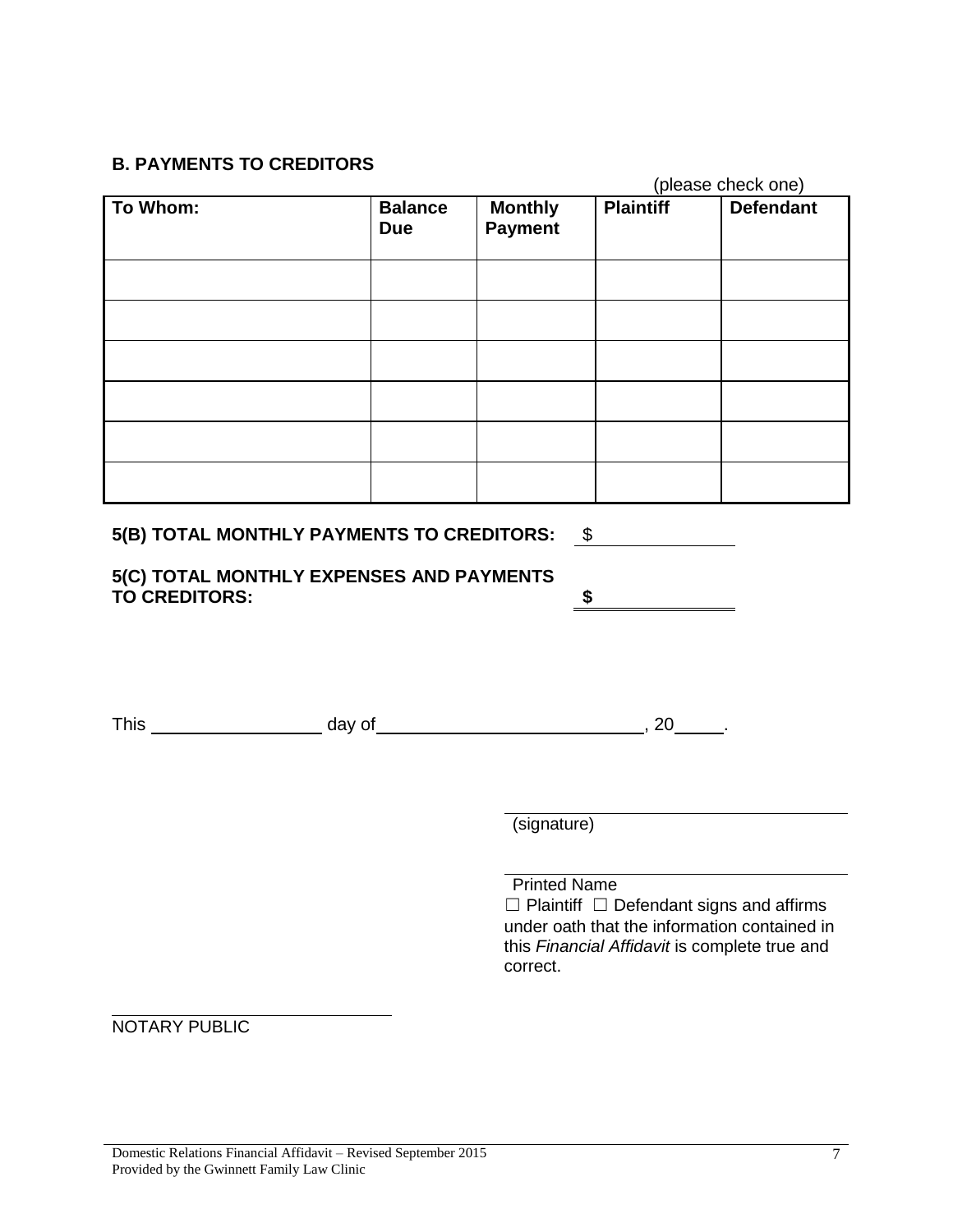### B. PAYMENTS TO CREDITORS

(please check one)

| To Whom: | Balance Due | Monthly Payment | Plaintiff | Defendant |
|---|---|---|---|---|
| | | | | |
| | | | | |
| | | | | |
| | | | | |
| | | | | |
| | | | | |

**5(B) TOTAL MONTHLY PAYMENTS TO CREDITORS:** $ \_\_\_\_\_\_\_\_\_\_\_\_\_\_

**5(C) TOTAL MONTHLY EXPENSES AND PAYMENTS TO CREDITORS:** **$** \_\_\_\_\_\_\_\_\_\_\_\_\_\_

This \_\_\_\_\_\_\_\_\_\_\_\_\_\_\_\_ day of \_\_\_\_\_\_\_\_\_\_\_\_\_\_\_\_\_\_\_\_\_\_\_\_\_\_, 20\_\_\_\_\_.

\_\_\_\_\_\_\_\_\_\_\_\_\_\_\_\_\_\_\_\_\_\_\_\_\_\_\_\_\_\_\_\_\_\_\_\_
(signature)

\_\_\_\_\_\_\_\_\_\_\_\_\_\_\_\_\_\_\_\_\_\_\_\_\_\_\_\_\_\_\_\_\_\_\_\_
Printed Name

☐ Plaintiff ☐ Defendant signs and affirms under oath that the information contained in this *Financial Affidavit* is complete true and correct.

\_\_\_\_\_\_\_\_\_\_\_\_\_\_\_\_\_\_\_\_\_\_\_\_\_\_\_\_\_\_
NOTARY PUBLIC